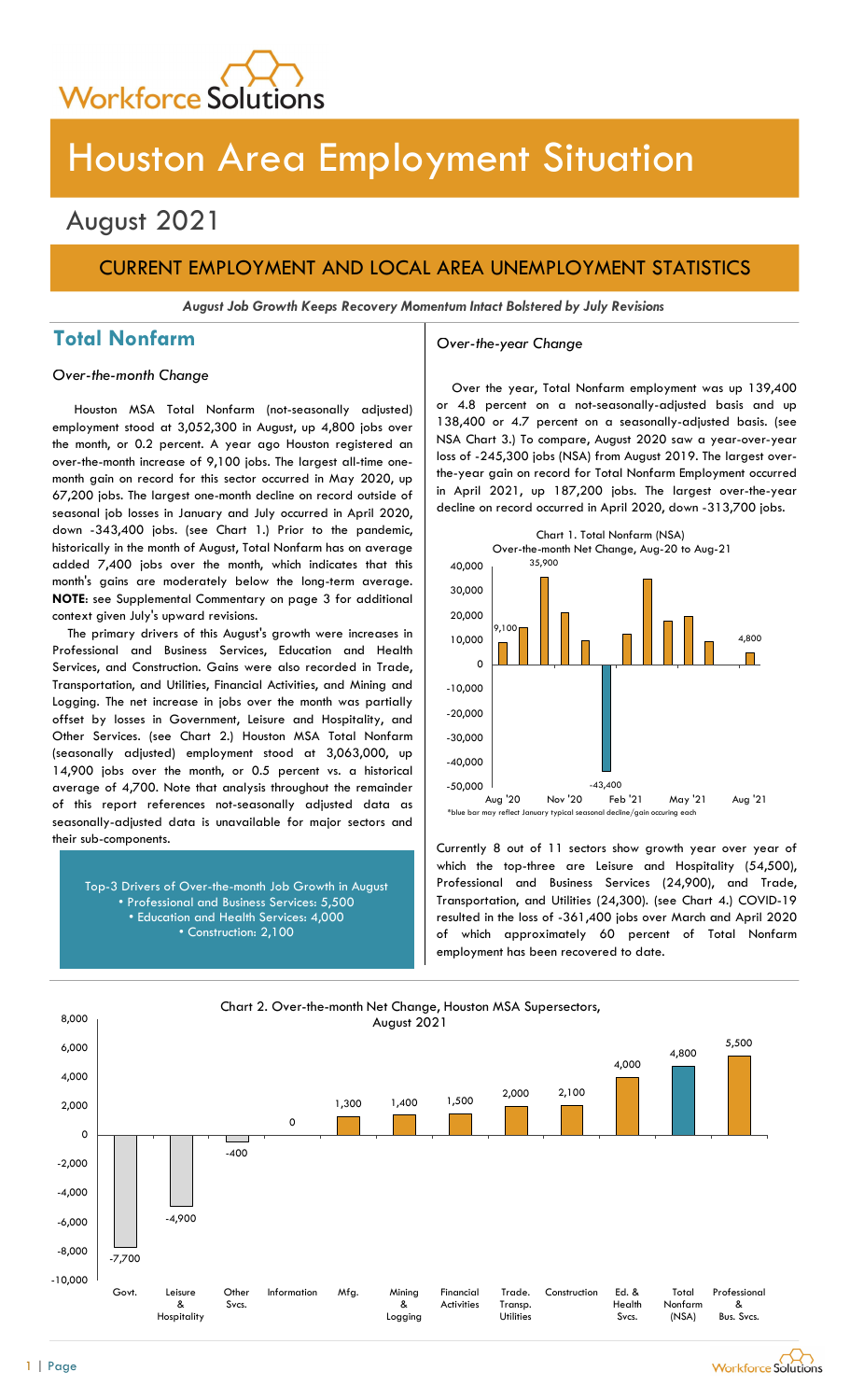# Houston Area Employment Situation

## August 2021

## CURRENT EMPLOYMENT AND LOCAL AREA UNEMPLOYMENT STATISTICS

***August Job Growth Keeps Recovery Momentum Intact Bolstered by July Revisions***

## Total Nonfarm

*Over-the-month Change*

Houston MSA Total Nonfarm (not-seasonally adjusted) employment stood at 3,052,300 in August, up 4,800 jobs over the month, or 0.2 percent. A year ago Houston registered an over-the-month increase of 9,100 jobs. The largest all-time one-month gain on record for this sector occurred in May 2020, up 67,200 jobs. The largest one-month decline on record outside of seasonal job losses in January and July occurred in April 2020, down -343,400 jobs. (see Chart 1.) Prior to the pandemic, historically in the month of August, Total Nonfarm has on average added 7,400 jobs over the month, which indicates that this month's gains are moderately below the long-term average. **NOTE**: see Supplemental Commentary on page 3 for additional context given July's upward revisions.

The primary drivers of this August's growth were increases in Professional and Business Services, Education and Health Services, and Construction. Gains were also recorded in Trade, Transportation, and Utilities, Financial Activities, and Mining and Logging. The net increase in jobs over the month was partially offset by losses in Government, Leisure and Hospitality, and Other Services. (see Chart 2.) Houston MSA Total Nonfarm (seasonally adjusted) employment stood at 3,063,000, up 14,900 jobs over the month, or 0.5 percent vs. a historical average of 4,700. Note that analysis throughout the remainder of this report references not-seasonally adjusted data as seasonally-adjusted data is unavailable for major sectors and their sub-components.

Top-3 Drivers of Over-the-month Job Growth in August
- Professional and Business Services: 5,500
- Education and Health Services: 4,000
- Construction: 2,100

*Over-the-year Change*

Over the year, Total Nonfarm employment was up 139,400 or 4.8 percent on a not-seasonally-adjusted basis and up 138,400 or 4.7 percent on a seasonally-adjusted basis. (see NSA Chart 3.) To compare, August 2020 saw a year-over-year loss of -245,300 jobs (NSA) from August 2019. The largest over-the-year gain on record for Total Nonfarm Employment occurred in April 2021, up 187,200 jobs. The largest over-the-year decline on record occurred in April 2020, down -313,700 jobs.

Chart 1. Total Nonfarm (NSA)
Over-the-month Net Change, Aug-20 to Aug-21

| Month | Net Change |
|---|---|
| Aug '20 | 9,100 |
| Nov '20 | 35,900 (peak) |
| Jan '21 | -43,400 |
| Aug '21 | 4,800 |

*blue bar may reflect January typical seasonal decline/gain occuring each

Currently 8 out of 11 sectors show growth year over year of which the top-three are Leisure and Hospitality (54,500), Professional and Business Services (24,900), and Trade, Transportation, and Utilities (24,300). (see Chart 4.) COVID-19 resulted in the loss of -361,400 jobs over March and April 2020 of which approximately 60 percent of Total Nonfarm employment has been recovered to date.

Chart 2. Over-the-month Net Change, Houston MSA Supersectors, August 2021

| Supersector | Net Change |
|---|---|
| Govt. | -7,700 |
| Leisure & Hospitality | -4,900 |
| Other Svcs. | -400 |
| Information | 0 |
| Mfg. | 1,300 |
| Mining & Logging | 1,400 |
| Financial Activities | 1,500 |
| Trade. Transp. Utilities | 2,000 |
| Construction | 2,100 |
| Ed. & Health Svcs. | 4,000 |
| Total Nonfarm (NSA) | 4,800 |
| Professional & Bus. Svcs. | 5,500 |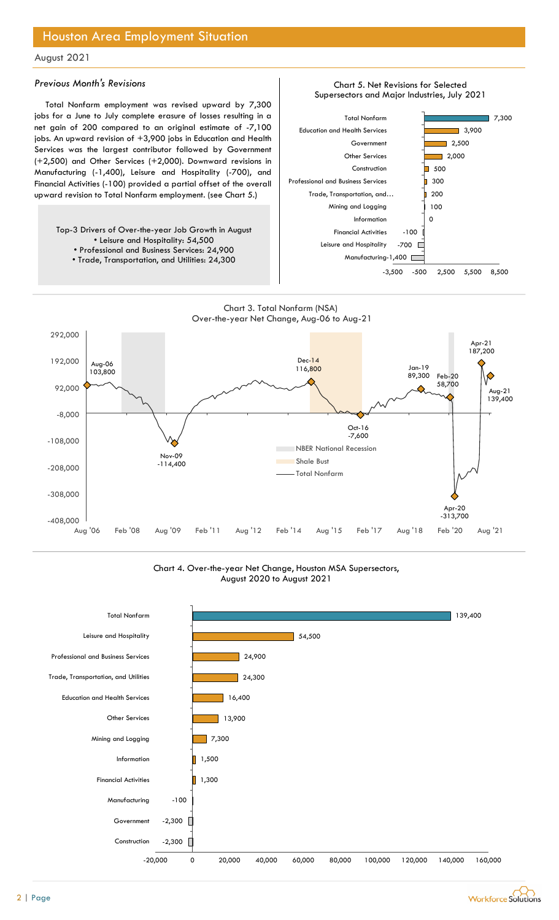# Houston Area Employment Situation

August 2021

### *Previous Month's Revisions*

Total Nonfarm employment was revised upward by 7,300 jobs for a June to July complete erasure of losses resulting in a net gain of 200 compared to an original estimate of -7,100 jobs. An upward revision of +3,900 jobs in Education and Health Services was the largest contributor followed by Government (+2,500) and Other Services (+2,000). Downward revisions in Manufacturing (-1,400), Leisure and Hospitality (-700), and Financial Activities (-100) provided a partial offset of the overall upward revision to Total Nonfarm employment. (see Chart 5.)

Top-3 Drivers of Over-the-year Job Growth in August
- Leisure and Hospitality: 54,500
- Professional and Business Services: 24,900
- Trade, Transportation, and Utilities: 24,300

Chart 5. Net Revisions for Selected Supersectors and Major Industries, July 2021

| Supersector / Industry | Net Revision |
|---|---|
| Total Nonfarm | 7,300 |
| Education and Health Services | 3,900 |
| Government | 2,500 |
| Other Services | 2,000 |
| Construction | 500 |
| Professional and Business Services | 300 |
| Trade, Transportation, and… | 200 |
| Mining and Logging | 100 |
| Information | 0 |
| Financial Activities | -100 |
| Leisure and Hospitality | -700 |
| Manufacturing | -1,400 |

Chart 3. Total Nonfarm (NSA) Over-the-year Net Change, Aug-06 to Aug-21

| Point | Net Change |
|---|---|
| Aug-06 | 103,800 |
| Nov-09 | -114,400 |
| Dec-14 | 116,800 |
| Oct-16 | -7,600 |
| Jan-19 | 89,300 |
| Feb-20 | 58,700 |
| Apr-20 | -313,700 |
| Apr-21 | 187,200 |
| Aug-21 | 139,400 |

Legend: NBER National Recession; Shale Bust; Total Nonfarm

Chart 4. Over-the-year Net Change, Houston MSA Supersectors, August 2020 to August 2021

| Supersector | Net Change |
|---|---|
| Total Nonfarm | 139,400 |
| Leisure and Hospitality | 54,500 |
| Professional and Business Services | 24,900 |
| Trade, Transportation, and Utilities | 24,300 |
| Education and Health Services | 16,400 |
| Other Services | 13,900 |
| Mining and Logging | 7,300 |
| Information | 1,500 |
| Financial Activities | 1,300 |
| Manufacturing | -100 |
| Government | -2,300 |
| Construction | -2,300 |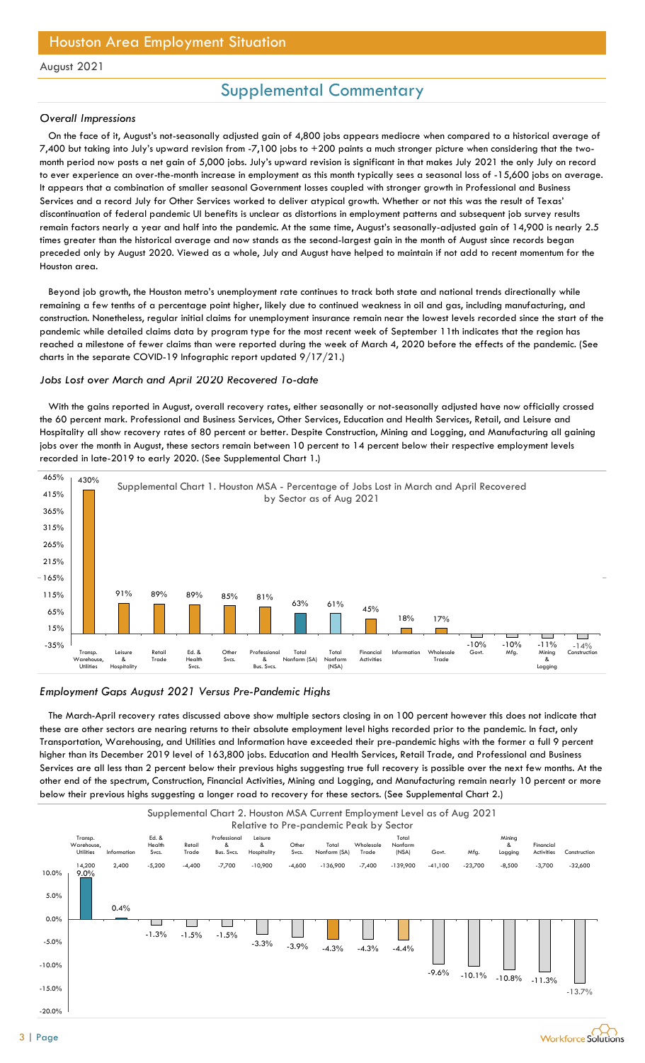# Houston Area Employment Situation

August 2021

## Supplemental Commentary

### *Overall Impressions*

On the face of it, August's not-seasonally adjusted gain of 4,800 jobs appears mediocre when compared to a historical average of 7,400 but taking into July's upward revision from -7,100 jobs to +200 paints a much stronger picture when considering that the two-month period now posts a net gain of 5,000 jobs. July's upward revision is significant in that makes July 2021 the only July on record to ever experience an over-the-month increase in employment as this month typically sees a seasonal loss of -15,600 jobs on average. It appears that a combination of smaller seasonal Government losses coupled with stronger growth in Professional and Business Services and a record July for Other Services worked to deliver atypical growth. Whether or not this was the result of Texas' discontinuation of federal pandemic UI benefits is unclear as distortions in employment patterns and subsequent job survey results remain factors nearly a year and half into the pandemic. At the same time, August's seasonally-adjusted gain of 14,900 is nearly 2.5 times greater than the historical average and now stands as the second-largest gain in the month of August since records began preceded only by August 2020. Viewed as a whole, July and August have helped to maintain if not add to recent momentum for the Houston area.

Beyond job growth, the Houston metro's unemployment rate continues to track both state and national trends directionally while remaining a few tenths of a percentage point higher, likely due to continued weakness in oil and gas, including manufacturing, and construction. Nonetheless, regular initial claims for unemployment insurance remain near the lowest levels recorded since the start of the pandemic while detailed claims data by program type for the most recent week of September 11th indicates that the region has reached a milestone of fewer claims than were reported during the week of March 4, 2020 before the effects of the pandemic. (See charts in the separate COVID-19 Infographic report updated 9/17/21.)

### *Jobs Lost over March and April 2020 Recovered To-date*

With the gains reported in August, overall recovery rates, either seasonally or not-seasonally adjusted have now officially crossed the 60 percent mark. Professional and Business Services, Other Services, Education and Health Services, Retail, and Leisure and Hospitality all show recovery rates of 80 percent or better. Despite Construction, Mining and Logging, and Manufacturing all gaining jobs over the month in August, these sectors remain between 10 percent to 14 percent below their respective employment levels recorded in late-2019 to early 2020. (See Supplemental Chart 1.)

**Supplemental Chart 1. Houston MSA - Percentage of Jobs Lost in March and April Recovered by Sector as of Aug 2021**

| Sector | Percent Recovered |
|---|---|
| Transp. Warehouse, Utilities | 430% |
| Leisure & Hospitality | 91% |
| Retail Trade | 89% |
| Ed. & Health Svcs. | 89% |
| Other Svcs. | 85% |
| Professional & Bus. Svcs. | 81% |
| Total Nonfarm (SA) | 63% |
| Total Nonfarm (NSA) | 61% |
| Financial Activities | 45% |
| Information | 18% |
| Wholesale Trade | 17% |
| Govt. | -10% |
| Mfg. | -10% |
| Mining & Logging | -11% |
| Construction | -14% |

### *Employment Gaps August 2021 Versus Pre-Pandemic Highs*

The March-April recovery rates discussed above show multiple sectors closing in on 100 percent however this does not indicate that these are other sectors are nearing returns to their absolute employment level highs recorded prior to the pandemic. In fact, only Transportation, Warehousing, and Utilities and Information have exceeded their pre-pandemic highs with the former a full 9 percent higher than its December 2019 level of 163,800 jobs. Education and Health Services, Retail Trade, and Professional and Business Services are all less than 2 percent below their previous highs suggesting true full recovery is possible over the next few months. At the other end of the spectrum, Construction, Financial Activities, Mining and Logging, and Manufacturing remain nearly 10 percent or more below their previous highs suggesting a longer road to recovery for these sectors. (See Supplemental Chart 2.)

**Supplemental Chart 2. Houston MSA Current Employment Level as of Aug 2021 Relative to Pre-pandemic Peak by Sector**

| Sector | Jobs | Percent |
|---|---|---|
| Transp. Warehouse, Utilities | 14,200 | 9.0% |
| Information | 2,400 | 0.4% |
| Ed. & Health Svcs. | -5,200 | -1.3% |
| Retail Trade | -4,400 | -1.5% |
| Professional & Bus. Svcs. | -7,700 | -1.5% |
| Leisure & Hospitality | -10,900 | -3.3% |
| Other Svcs. | -4,600 | -3.9% |
| Total Nonfarm (SA) | -136,900 | -4.3% |
| Wholesale Trade | -7,400 | -4.3% |
| Total Nonfarm (NSA) | -139,900 | -4.4% |
| Govt. | -41,100 | -9.6% |
| Mfg. | -23,700 | -10.1% |
| Mining & Logging | -8,500 | -10.8% |
| Financial Activities | -3,700 | -11.3% |
| Construction | -32,600 | -13.7% |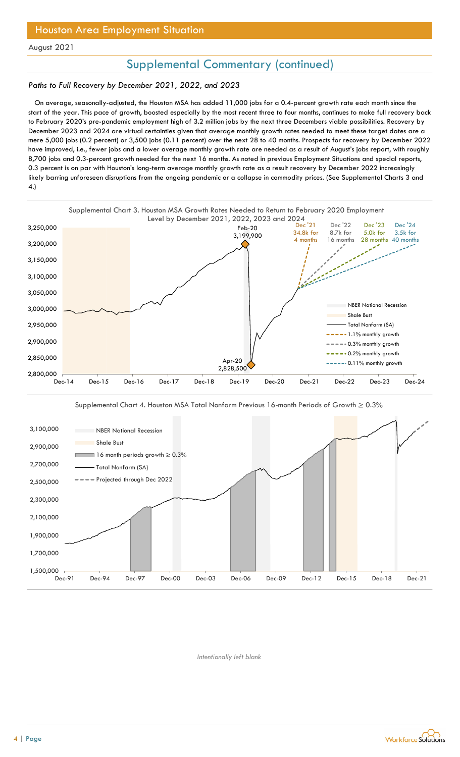## Supplemental Commentary (continued)

### *Paths to Full Recovery by December 2021, 2022, and 2023*

On average, seasonally-adjusted, the Houston MSA has added 11,000 jobs for a 0.4-percent growth rate each month since the start of the year. This pace of growth, boosted especially by the most recent three to four months, continues to make full recovery back to February 2020's pre-pandemic employment high of 3.2 million jobs by the next three Decembers viable possibilities. Recovery by December 2023 and 2024 are virtual certainties given that average monthly growth rates needed to meet these target dates are a mere 5,000 jobs (0.2 percent) or 3,500 jobs (0.11 percent) over the next 28 to 40 months. Prospects for recovery by December 2022 have improved, i.e., fewer jobs and a lower average monthly growth rate are needed as a result of August's jobs report, with roughly 8,700 jobs and 0.3-percent growth needed for the next 16 months. As noted in previous Employment Situations and special reports, 0.3 percent is on par with Houston's long-term average monthly growth rate as a result recovery by December 2022 increasingly likely barring unforeseen disruptions from the ongoing pandemic or a collapse in commodity prices. (See Supplemental Charts 3 and 4.)

Supplemental Chart 3. Houston MSA Growth Rates Needed to Return to February 2020 Employment Level by December 2021, 2022, 2023 and 2024

Supplemental Chart 4. Houston MSA Total Nonfarm Previous 16-month Periods of Growth ≥ 0.3%

*Intentionally left blank*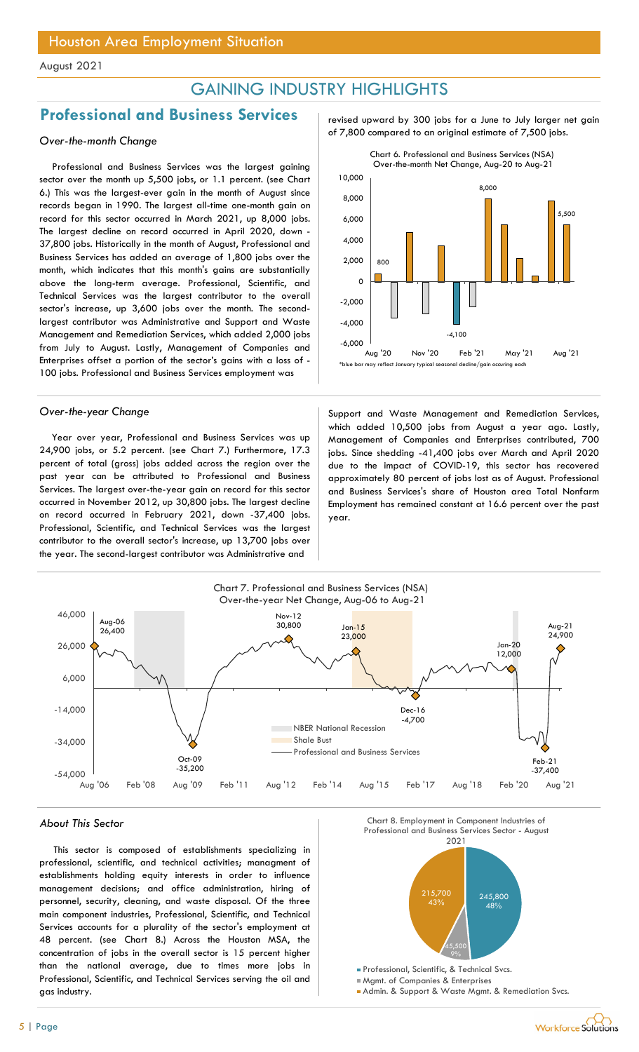# Houston Area Employment Situation

August 2021

## GAINING INDUSTRY HIGHLIGHTS

## Professional and Business Services

### *Over-the-month Change*

Professional and Business Services was the largest gaining sector over the month up 5,500 jobs, or 1.1 percent. (see Chart 6.) This was the largest-ever gain in the month of August since records began in 1990. The largest all-time one-month gain on record for this sector occurred in March 2021, up 8,000 jobs. The largest decline on record occurred in April 2020, down -37,800 jobs. Historically in the month of August, Professional and Business Services has added an average of 1,800 jobs over the month, which indicates that this month's gains are substantially above the long-term average. Professional, Scientific, and Technical Services was the largest contributor to the overall sector's increase, up 3,600 jobs over the month. The second-largest contributor was Administrative and Support and Waste Management and Remediation Services, which added 2,000 jobs from July to August. Lastly, Management of Companies and Enterprises offset a portion of the sector's gains with a loss of -100 jobs. Professional and Business Services employment was revised upward by 300 jobs for a June to July larger net gain of 7,800 compared to an original estimate of 7,500 jobs.

Chart 6. Professional and Business Services (NSA) Over-the-month Net Change, Aug-20 to Aug-21

*blue bar may reflect January typical seasonal decline/gain occuring each

### *Over-the-year Change*

Year over year, Professional and Business Services was up 24,900 jobs, or 5.2 percent. (see Chart 7.) Furthermore, 17.3 percent of total (gross) jobs added across the region over the past year can be attributed to Professional and Business Services. The largest over-the-year gain on record for this sector occurred in November 2012, up 30,800 jobs. The largest decline on record occurred in February 2021, down -37,400 jobs. Professional, Scientific, and Technical Services was the largest contributor to the overall sector's increase, up 13,700 jobs over the year. The second-largest contributor was Administrative and Support and Waste Management and Remediation Services, which added 10,500 jobs from August a year ago. Lastly, Management of Companies and Enterprises contributed, 700 jobs. Since shedding -41,400 jobs over March and April 2020 due to the impact of COVID-19, this sector has recovered approximately 80 percent of jobs lost as of August. Professional and Business Services's share of Houston area Total Nonfarm Employment has remained constant at 16.6 percent over the past year.

Chart 7. Professional and Business Services (NSA) Over-the-year Net Change, Aug-06 to Aug-21

### *About This Sector*

This sector is composed of establishments specializing in professional, scientific, and technical activities; managment of establishments holding equity interests in order to influence management decisions; and office administration, hiring of personnel, security, cleaning, and waste disposal. Of the three main component industries, Professional, Scientific, and Technical Services accounts for a plurality of the sector's employment at 48 percent. (see Chart 8.) Across the Houston MSA, the concentration of jobs in the overall sector is 15 percent higher than the national average, due to times more jobs in Professional, Scientific, and Technical Services serving the oil and gas industry.

Chart 8. Employment in Component Industries of Professional and Business Services Sector - August 2021

| Component Industry | Employment | Share |
|---|---|---|
| Professional, Scientific, & Technical Svcs. | 245,800 | 48% |
| Mgmt. of Companies & Enterprises | 45,500 | 9% |
| Admin. & Support & Waste Mgmt. & Remediation Svcs. | 215,700 | 43% |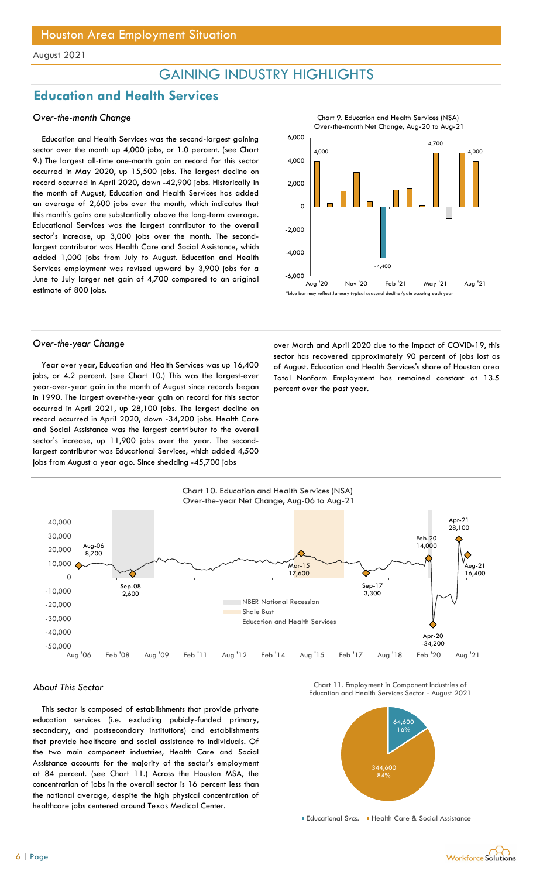## GAINING INDUSTRY HIGHLIGHTS

## Education and Health Services

### *Over-the-month Change*

Education and Health Services was the second-largest gaining sector over the month up 4,000 jobs, or 1.0 percent. (see Chart 9.) The largest all-time one-month gain on record for this sector occurred in May 2020, up 15,500 jobs. The largest decline on record occurred in April 2020, down -42,900 jobs. Historically in the month of August, Education and Health Services has added an average of 2,600 jobs over the month, which indicates that this month's gains are substantially above the long-term average. Educational Services was the largest contributor to the overall sector's increase, up 3,000 jobs over the month. The second-largest contributor was Health Care and Social Assistance, which added 1,000 jobs from July to August. Education and Health Services employment was revised upward by 3,900 jobs for a June to July larger net gain of 4,700 compared to an original estimate of 800 jobs.

Chart 9. Education and Health Services (NSA) Over-the-month Net Change, Aug-20 to Aug-21

*blue bar may reflect January typical seasonal decline/gain occuring each year

### *Over-the-year Change*

Year over year, Education and Health Services was up 16,400 jobs, or 4.2 percent. (see Chart 10.) This was the largest-ever year-over-year gain in the month of August since records began in 1990. The largest over-the-year gain on record for this sector occurred in April 2021, up 28,100 jobs. The largest decline on record occurred in April 2020, down -34,200 jobs. Health Care and Social Assistance was the largest contributor to the overall sector's increase, up 11,900 jobs over the year. The second-largest contributor was Educational Services, which added 4,500 jobs from August a year ago. Since shedding -45,700 jobs over March and April 2020 due to the impact of COVID-19, this sector has recovered approximately 90 percent of jobs lost as of August. Education and Health Services's share of Houston area Total Nonfarm Employment has remained constant at 13.5 percent over the past year.

Chart 10. Education and Health Services (NSA) Over-the-year Net Change, Aug-06 to Aug-21

### *About This Sector*

This sector is composed of establishments that provide private education services (i.e. excluding pubicly-funded primary, secondary, and postsecondary institutions) and establishments that provide healthcare and social assistance to individuals. Of the two main component industries, Health Care and Social Assistance accounts for the majority of the sector's employment at 84 percent. (see Chart 11.) Across the Houston MSA, the concentration of jobs in the overall sector is 16 percent less than the national average, despite the high physical concentration of healthcare jobs centered around Texas Medical Center.

Chart 11. Employment in Component Industries of Education and Health Services Sector - August 2021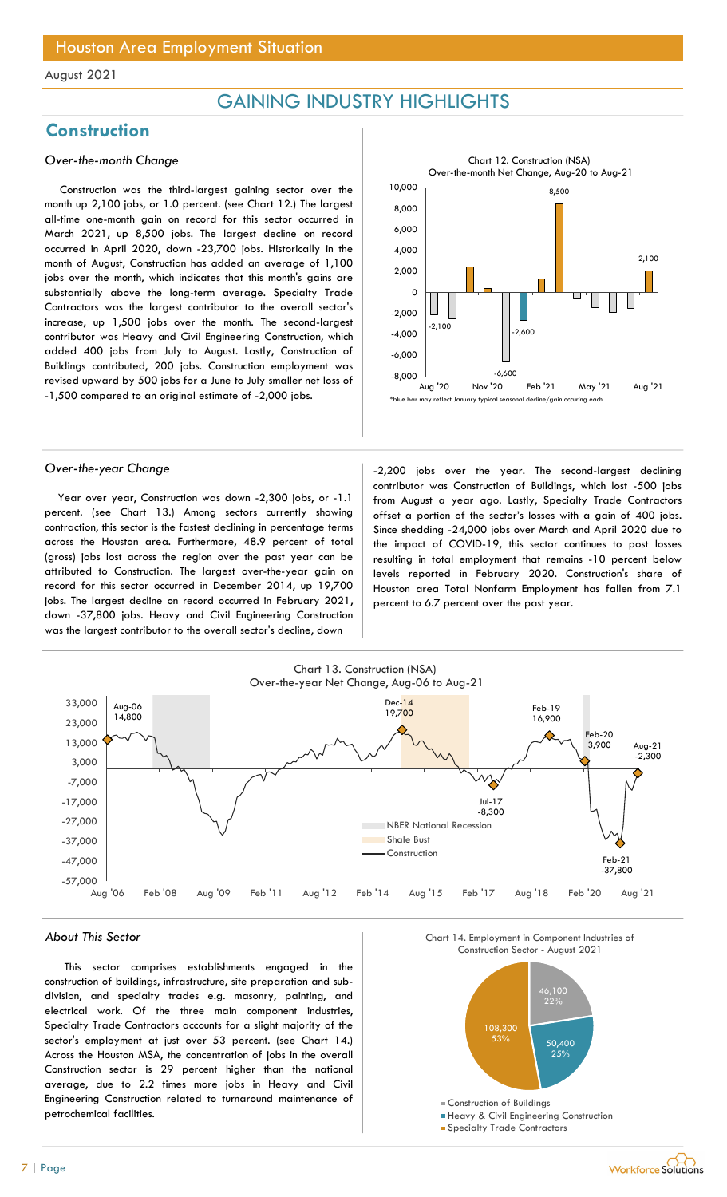August 2021

## GAINING INDUSTRY HIGHLIGHTS

# Construction

### *Over-the-month Change*

Construction was the third-largest gaining sector over the month up 2,100 jobs, or 1.0 percent. (see Chart 12.) The largest all-time one-month gain on record for this sector occurred in March 2021, up 8,500 jobs. The largest decline on record occurred in April 2020, down -23,700 jobs. Historically in the month of August, Construction has added an average of 1,100 jobs over the month, which indicates that this month's gains are substantially above the long-term average. Specialty Trade Contractors was the largest contributor to the overall sector's increase, up 1,500 jobs over the month. The second-largest contributor was Heavy and Civil Engineering Construction, which added 400 jobs from July to August. Lastly, Construction of Buildings contributed, 200 jobs. Construction employment was revised upward by 500 jobs for a June to July smaller net loss of -1,500 compared to an original estimate of -2,000 jobs.

Chart 12. Construction (NSA) Over-the-month Net Change, Aug-20 to Aug-21

*blue bar may reflect January typical seasonal decline/gain occuring each

### *Over-the-year Change*

Year over year, Construction was down -2,300 jobs, or -1.1 percent. (see Chart 13.) Among sectors currently showing contraction, this sector is the fastest declining in percentage terms across the Houston area. Furthermore, 48.9 percent of total (gross) jobs lost across the region over the past year can be attributed to Construction. The largest over-the-year gain on record for this sector occurred in December 2014, up 19,700 jobs. The largest decline on record occurred in February 2021, down -37,800 jobs. Heavy and Civil Engineering Construction was the largest contributor to the overall sector's decline, down -2,200 jobs over the year. The second-largest declining contributor was Construction of Buildings, which lost -500 jobs from August a year ago. Lastly, Specialty Trade Contractors offset a portion of the sector's losses with a gain of 400 jobs. Since shedding -24,000 jobs over March and April 2020 due to the impact of COVID-19, this sector continues to post losses resulting in total employment that remains -10 percent below levels reported in February 2020. Construction's share of Houston area Total Nonfarm Employment has fallen from 7.1 percent to 6.7 percent over the past year.

Chart 13. Construction (NSA) Over-the-year Net Change, Aug-06 to Aug-21

### *About This Sector*

This sector comprises establishments engaged in the construction of buildings, infrastructure, site preparation and sub-division, and specialty trades e.g. masonry, painting, and electrical work. Of the three main component industries, Specialty Trade Contractors accounts for a slight majority of the sector's employment at just over 53 percent. (see Chart 14.) Across the Houston MSA, the concentration of jobs in the overall Construction sector is 29 percent higher than the national average, due to 2.2 times more jobs in Heavy and Civil Engineering Construction related to turnaround maintenance of petrochemical facilities.

Chart 14. Employment in Component Industries of Construction Sector - August 2021

| Component Industry | Employment | Share |
|---|---|---|
| Construction of Buildings | 46,100 | 22% |
| Heavy & Civil Engineering Construction | 50,400 | 25% |
| Specialty Trade Contractors | 108,300 | 53% |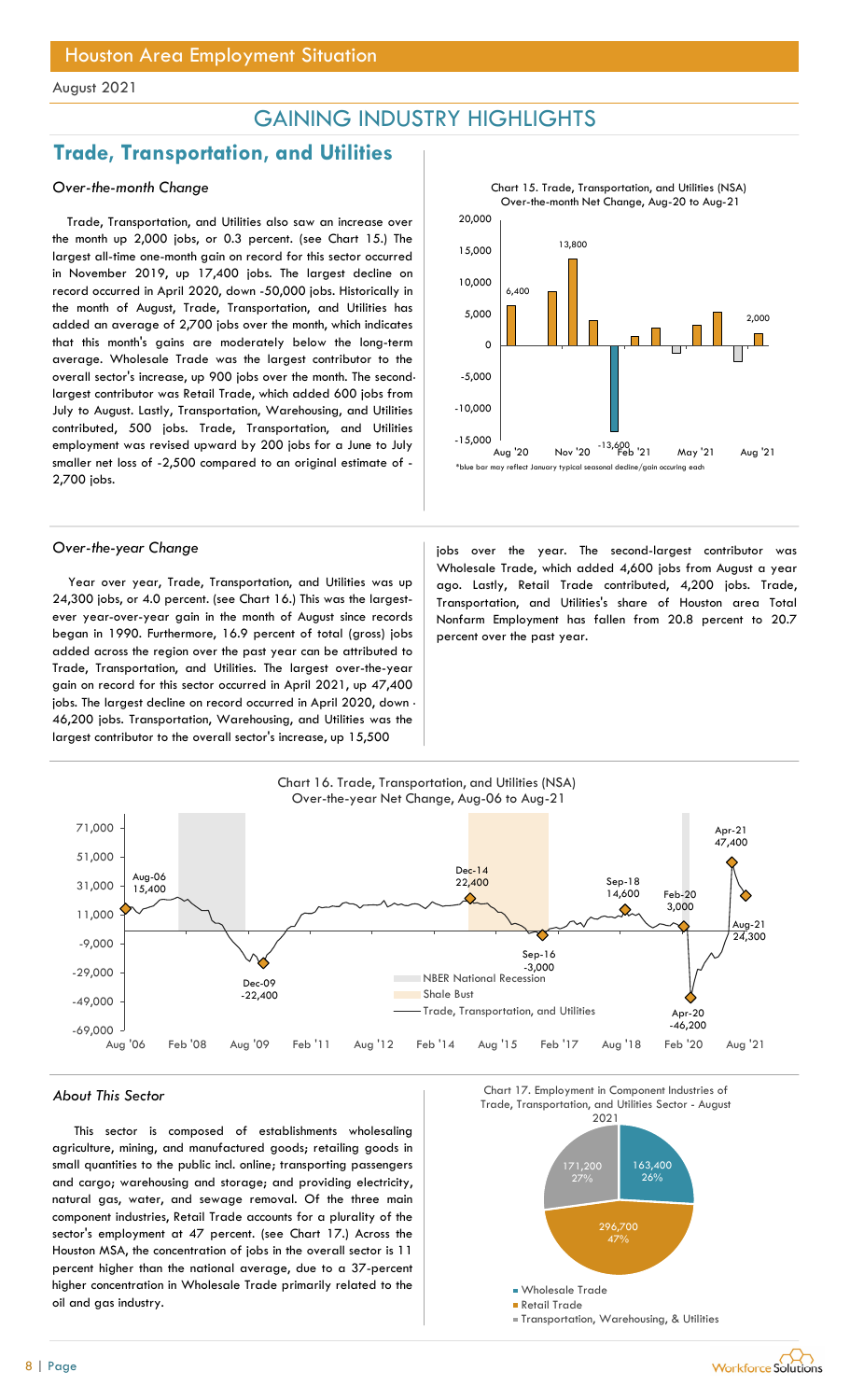## GAINING INDUSTRY HIGHLIGHTS

# Trade, Transportation, and Utilities

### *Over-the-month Change*

Trade, Transportation, and Utilities also saw an increase over the month up 2,000 jobs, or 0.3 percent. (see Chart 15.) The largest all-time one-month gain on record for this sector occurred in November 2019, up 17,400 jobs. The largest decline on record occurred in April 2020, down -50,000 jobs. Historically in the month of August, Trade, Transportation, and Utilities has added an average of 2,700 jobs over the month, which indicates that this month's gains are moderately below the long-term average. Wholesale Trade was the largest contributor to the overall sector's increase, up 900 jobs over the month. The second-largest contributor was Retail Trade, which added 600 jobs from July to August. Lastly, Transportation, Warehousing, and Utilities contributed, 500 jobs. Trade, Transportation, and Utilities employment was revised upward by 200 jobs for a June to July smaller net loss of -2,500 compared to an original estimate of -2,700 jobs.

Chart 15. Trade, Transportation, and Utilities (NSA) Over-the-month Net Change, Aug-20 to Aug-21

*blue bar may reflect January typical seasonal decline/gain occuring each

### *Over-the-year Change*

Year over year, Trade, Transportation, and Utilities was up 24,300 jobs, or 4.0 percent. (see Chart 16.) This was the largest-ever year-over-year gain in the month of August since records began in 1990. Furthermore, 16.9 percent of total (gross) jobs added across the region over the past year can be attributed to Trade, Transportation, and Utilities. The largest over-the-year gain on record for this sector occurred in April 2021, up 47,400 jobs. The largest decline on record occurred in April 2020, down -46,200 jobs. Transportation, Warehousing, and Utilities was the largest contributor to the overall sector's increase, up 15,500 jobs over the year. The second-largest contributor was Wholesale Trade, which added 4,600 jobs from August a year ago. Lastly, Retail Trade contributed, 4,200 jobs. Trade, Transportation, and Utilities's share of Houston area Total Nonfarm Employment has fallen from 20.8 percent to 20.7 percent over the past year.

Chart 16. Trade, Transportation, and Utilities (NSA) Over-the-year Net Change, Aug-06 to Aug-21

### *About This Sector*

This sector is composed of establishments wholesaling agriculture, mining, and manufactured goods; retailing goods in small quantities to the public incl. online; transporting passengers and cargo; warehousing and storage; and providing electricity, natural gas, water, and sewage removal. Of the three main component industries, Retail Trade accounts for a plurality of the sector's employment at 47 percent. (see Chart 17.) Across the Houston MSA, the concentration of jobs in the overall sector is 11 percent higher than the national average, due to a 37-percent higher concentration in Wholesale Trade primarily related to the oil and gas industry.

Chart 17. Employment in Component Industries of Trade, Transportation, and Utilities Sector - August 2021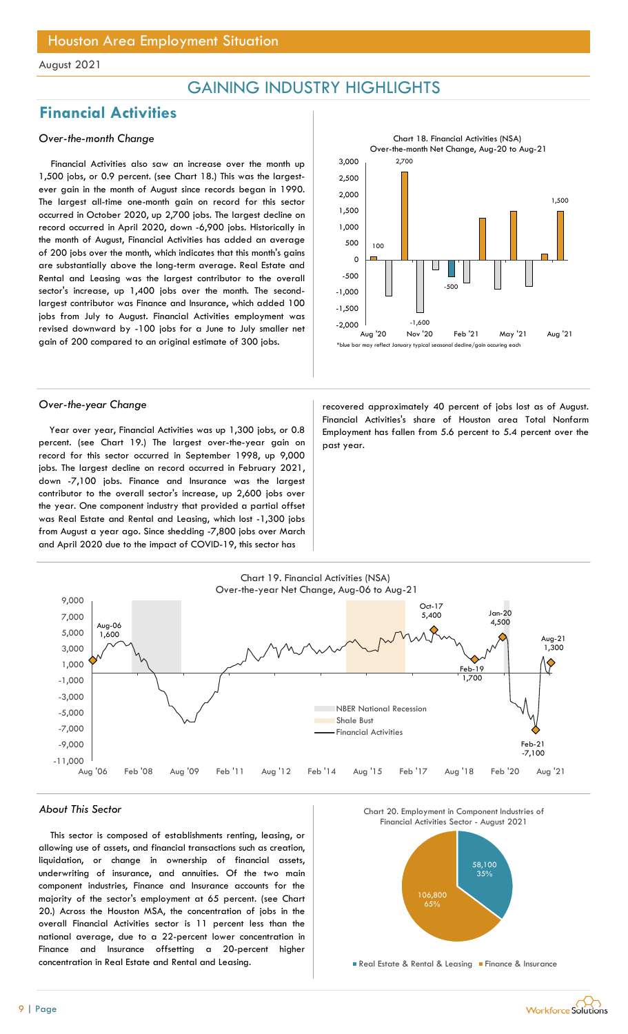## GAINING INDUSTRY HIGHLIGHTS

## Financial Activities

### *Over-the-month Change*

Financial Activities also saw an increase over the month up 1,500 jobs, or 0.9 percent. (see Chart 18.) This was the largest-ever gain in the month of August since records began in 1990. The largest all-time one-month gain on record for this sector occurred in October 2020, up 2,700 jobs. The largest decline on record occurred in April 2020, down -6,900 jobs. Historically in the month of August, Financial Activities has added an average of 200 jobs over the month, which indicates that this month's gains are substantially above the long-term average. Real Estate and Rental and Leasing was the largest contributor to the overall sector's increase, up 1,400 jobs over the month. The second-largest contributor was Finance and Insurance, which added 100 jobs from July to August. Financial Activities employment was revised downward by -100 jobs for a June to July smaller net gain of 200 compared to an original estimate of 300 jobs.

Chart 18. Financial Activities (NSA) Over-the-month Net Change, Aug-20 to Aug-21

*blue bar may reflect January typical seasonal decline/gain occuring each

### *Over-the-year Change*

Year over year, Financial Activities was up 1,300 jobs, or 0.8 percent. (see Chart 19.) The largest over-the-year gain on record for this sector occurred in September 1998, up 9,000 jobs. The largest decline on record occurred in February 2021, down -7,100 jobs. Finance and Insurance was the largest contributor to the overall sector's increase, up 2,600 jobs over the year. One component industry that provided a partial offset was Real Estate and Rental and Leasing, which lost -1,300 jobs from August a year ago. Since shedding -7,800 jobs over March and April 2020 due to the impact of COVID-19, this sector has recovered approximately 40 percent of jobs lost as of August. Financial Activities's share of Houston area Total Nonfarm Employment has fallen from 5.6 percent to 5.4 percent over the past year.

Chart 19. Financial Activities (NSA) Over-the-year Net Change, Aug-06 to Aug-21

### *About This Sector*

This sector is composed of establishments renting, leasing, or allowing use of assets, and financial transactions such as creation, liquidation, or change in ownership of financial assets, underwriting of insurance, and annuities. Of the two main component industries, Finance and Insurance accounts for the majority of the sector's employment at 65 percent. (see Chart 20.) Across the Houston MSA, the concentration of jobs in the overall Financial Activities sector is 11 percent less than the national average, due to a 22-percent lower concentration in Finance and Insurance offsetting a 20-percent higher concentration in Real Estate and Rental and Leasing.

Chart 20. Employment in Component Industries of Financial Activities Sector - August 2021

| Component Industry | Employment | Share |
|---|---|---|
| Real Estate & Rental & Leasing | 58,100 | 35% |
| Finance & Insurance | 106,800 | 65% |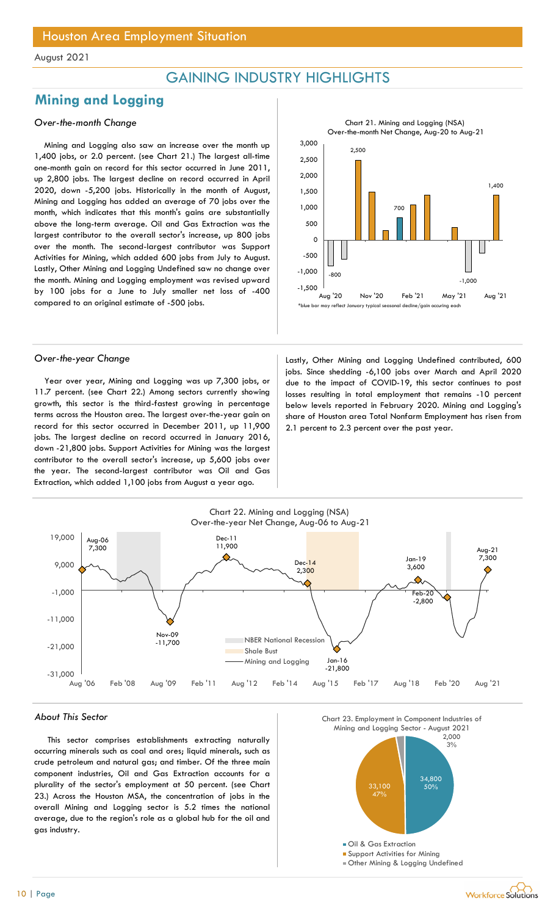Houston Area Employment Situation

August 2021

# GAINING INDUSTRY HIGHLIGHTS

## Mining and Logging

### *Over-the-month Change*

Mining and Logging also saw an increase over the month up 1,400 jobs, or 2.0 percent. (see Chart 21.) The largest all-time one-month gain on record for this sector occurred in June 2011, up 2,800 jobs. The largest decline on record occurred in April 2020, down -5,200 jobs. Historically in the month of August, Mining and Logging has added an average of 70 jobs over the month, which indicates that this month's gains are substantially above the long-term average. Oil and Gas Extraction was the largest contributor to the overall sector's increase, up 800 jobs over the month. The second-largest contributor was Support Activities for Mining, which added 600 jobs from July to August. Lastly, Other Mining and Logging Undefined saw no change over the month. Mining and Logging employment was revised upward by 100 jobs for a June to July smaller net loss of -400 compared to an original estimate of -500 jobs.

Chart 21. Mining and Logging (NSA) Over-the-month Net Change, Aug-20 to Aug-21

*blue bar may reflect January typical seasonal decline/gain occuring each

### *Over-the-year Change*

Year over year, Mining and Logging was up 7,300 jobs, or 11.7 percent. (see Chart 22.) Among sectors currently showing growth, this sector is the third-fastest growing in percentage terms across the Houston area. The largest over-the-year gain on record for this sector occurred in December 2011, up 11,900 jobs. The largest decline on record occurred in January 2016, down -21,800 jobs. Support Activities for Mining was the largest contributor to the overall sector's increase, up 5,600 jobs over the year. The second-largest contributor was Oil and Gas Extraction, which added 1,100 jobs from August a year ago. Lastly, Other Mining and Logging Undefined contributed, 600 jobs. Since shedding -6,100 jobs over March and April 2020 due to the impact of COVID-19, this sector continues to post losses resulting in total employment that remains -10 percent below levels reported in February 2020. Mining and Logging's share of Houston area Total Nonfarm Employment has risen from 2.1 percent to 2.3 percent over the past year.

Chart 22. Mining and Logging (NSA) Over-the-year Net Change, Aug-06 to Aug-21

### *About This Sector*

This sector comprises establishments extracting naturally occurring minerals such as coal and ores; liquid minerals, such as crude petroleum and natural gas; and timber. Of the three main component industries, Oil and Gas Extraction accounts for a plurality of the sector's employment at 50 percent. (see Chart 23.) Across the Houston MSA, the concentration of jobs in the overall Mining and Logging sector is 5.2 times the national average, due to the region's role as a global hub for the oil and gas industry.

Chart 23. Employment in Component Industries of Mining and Logging Sector - August 2021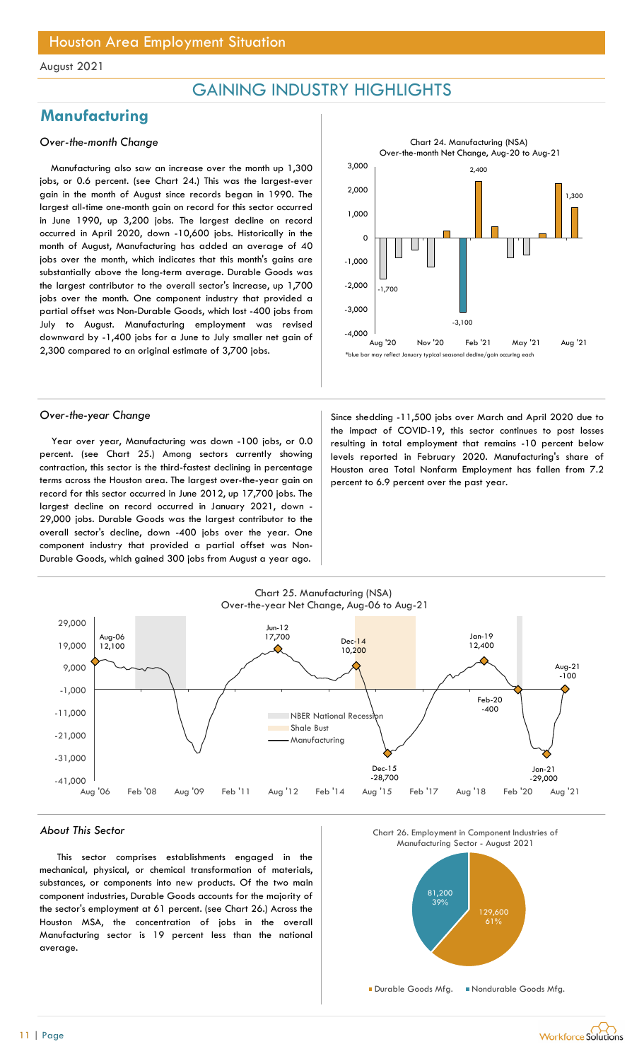## GAINING INDUSTRY HIGHLIGHTS

## Manufacturing

### *Over-the-month Change*

Manufacturing also saw an increase over the month up 1,300 jobs, or 0.6 percent. (see Chart 24.) This was the largest-ever gain in the month of August since records began in 1990. The largest all-time one-month gain on record for this sector occurred in June 1990, up 3,200 jobs. The largest decline on record occurred in April 2020, down -10,600 jobs. Historically in the month of August, Manufacturing has added an average of 40 jobs over the month, which indicates that this month's gains are substantially above the long-term average. Durable Goods was the largest contributor to the overall sector's increase, up 1,700 jobs over the month. One component industry that provided a partial offset was Non-Durable Goods, which lost -400 jobs from July to August. Manufacturing employment was revised downward by -1,400 jobs for a June to July smaller net gain of 2,300 compared to an original estimate of 3,700 jobs.

Chart 24. Manufacturing (NSA) Over-the-month Net Change, Aug-20 to Aug-21

*blue bar may reflect January typical seasonal decline/gain occuring each

### *Over-the-year Change*

Year over year, Manufacturing was down -100 jobs, or 0.0 percent. (see Chart 25.) Among sectors currently showing contraction, this sector is the third-fastest declining in percentage terms across the Houston area. The largest over-the-year gain on record for this sector occurred in June 2012, up 17,700 jobs. The largest decline on record occurred in January 2021, down -29,000 jobs. Durable Goods was the largest contributor to the overall sector's decline, down -400 jobs over the year. One component industry that provided a partial offset was Non-Durable Goods, which gained 300 jobs from August a year ago.

Since shedding -11,500 jobs over March and April 2020 due to the impact of COVID-19, this sector continues to post losses resulting in total employment that remains -10 percent below levels reported in February 2020. Manufacturing's share of Houston area Total Nonfarm Employment has fallen from 7.2 percent to 6.9 percent over the past year.

Chart 25. Manufacturing (NSA) Over-the-year Net Change, Aug-06 to Aug-21

### *About This Sector*

This sector comprises establishments engaged in the mechanical, physical, or chemical transformation of materials, substances, or components into new products. Of the two main component industries, Durable Goods accounts for the majority of the sector's employment at 61 percent. (see Chart 26.) Across the Houston MSA, the concentration of jobs in the overall Manufacturing sector is 19 percent less than the national average.

Chart 26. Employment in Component Industries of Manufacturing Sector - August 2021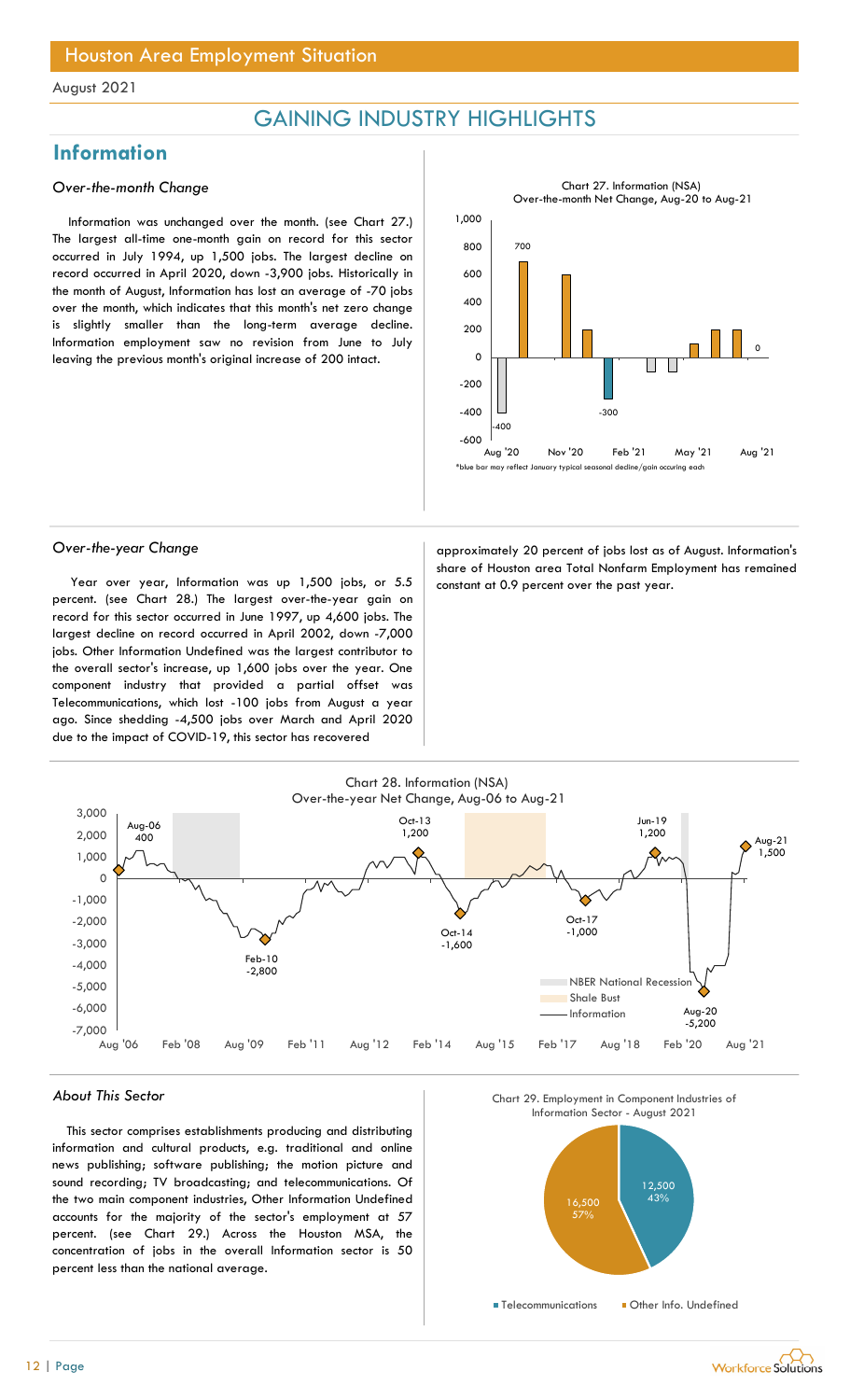# Houston Area Employment Situation

August 2021

## GAINING INDUSTRY HIGHLIGHTS

## Information

### *Over-the-month Change*

Information was unchanged over the month. (see Chart 27.) The largest all-time one-month gain on record for this sector occurred in July 1994, up 1,500 jobs. The largest decline on record occurred in April 2020, down -3,900 jobs. Historically in the month of August, Information has lost an average of -70 jobs over the month, which indicates that this month's net zero change is slightly smaller than the long-term average decline. Information employment saw no revision from June to July leaving the previous month's original increase of 200 intact.

Chart 27. Information (NSA)
Over-the-month Net Change, Aug-20 to Aug-21

*blue bar may reflect January typical seasonal decline/gain occuring each

### *Over-the-year Change*

Year over year, Information was up 1,500 jobs, or 5.5 percent. (see Chart 28.) The largest over-the-year gain on record for this sector occurred in June 1997, up 4,600 jobs. The largest decline on record occurred in April 2002, down -7,000 jobs. Other Information Undefined was the largest contributor to the overall sector's increase, up 1,600 jobs over the year. One component industry that provided a partial offset was Telecommunications, which lost -100 jobs from August a year ago. Since shedding -4,500 jobs over March and April 2020 due to the impact of COVID-19, this sector has recovered approximately 20 percent of jobs lost as of August. Information's share of Houston area Total Nonfarm Employment has remained constant at 0.9 percent over the past year.

Chart 28. Information (NSA)
Over-the-year Net Change, Aug-06 to Aug-21

### *About This Sector*

This sector comprises establishments producing and distributing information and cultural products, e.g. traditional and online news publishing; software publishing; the motion picture and sound recording; TV broadcasting; and telecommunications. Of the two main component industries, Other Information Undefined accounts for the majority of the sector's employment at 57 percent. (see Chart 29.) Across the Houston MSA, the concentration of jobs in the overall Information sector is 50 percent less than the national average.

Chart 29. Employment in Component Industries of Information Sector - August 2021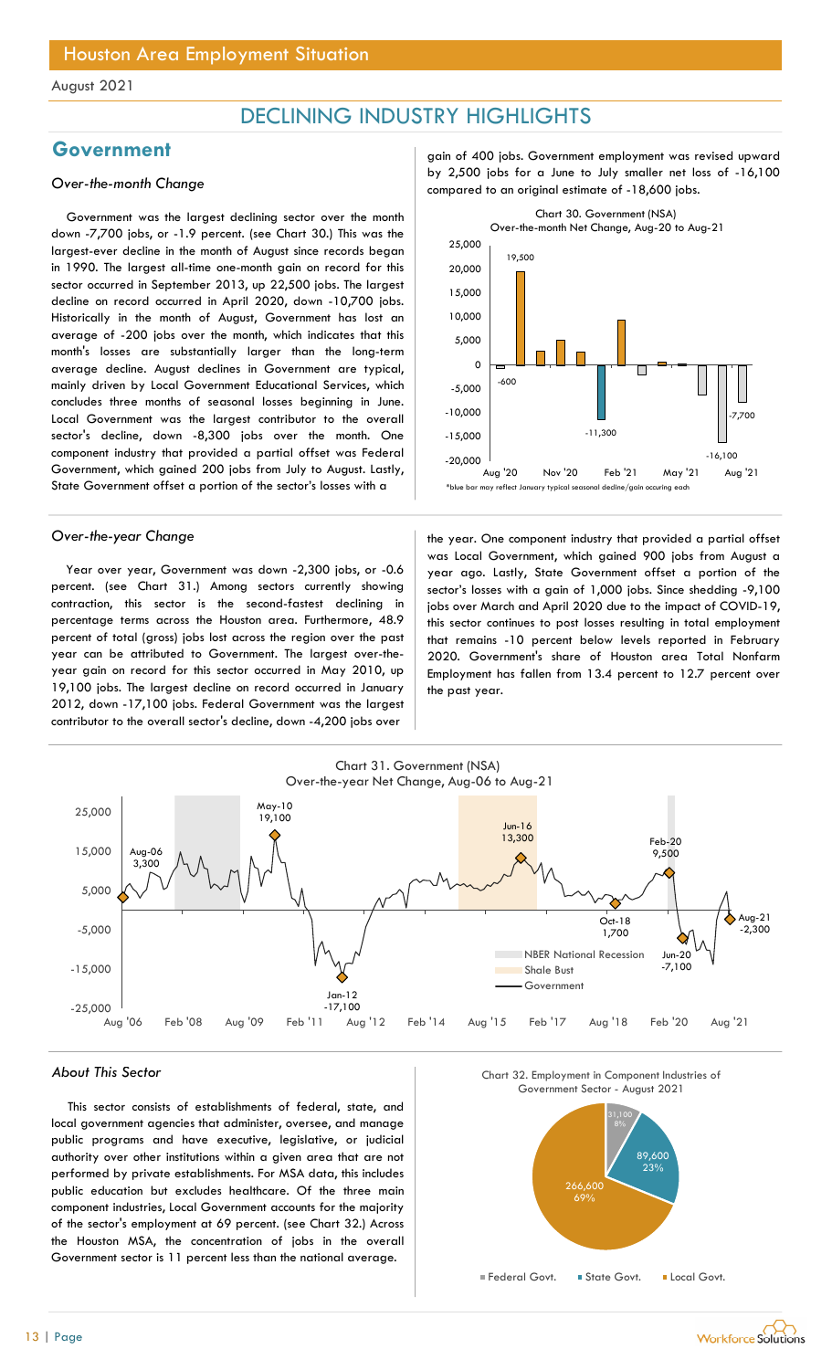# Houston Area Employment Situation

August 2021

## DECLINING INDUSTRY HIGHLIGHTS

## Government

### *Over-the-month Change*

Government was the largest declining sector over the month down -7,700 jobs, or -1.9 percent. (see Chart 30.) This was the largest-ever decline in the month of August since records began in 1990. The largest all-time one-month gain on record for this sector occurred in September 2013, up 22,500 jobs. The largest decline on record occurred in April 2020, down -10,700 jobs. Historically in the month of August, Government has lost an average of -200 jobs over the month, which indicates that this month's losses are substantially larger than the long-term average decline. August declines in Government are typical, mainly driven by Local Government Educational Services, which concludes three months of seasonal losses beginning in June. Local Government was the largest contributor to the overall sector's decline, down -8,300 jobs over the month. One component industry that provided a partial offset was Federal Government, which gained 200 jobs from July to August. Lastly, State Government offset a portion of the sector's losses with a gain of 400 jobs. Government employment was revised upward by 2,500 jobs for a June to July smaller net loss of -16,100 compared to an original estimate of -18,600 jobs.

Chart 30. Government (NSA)
Over-the-month Net Change, Aug-20 to Aug-21

*blue bar may reflect January typical seasonal decline/gain occuring each

### *Over-the-year Change*

Year over year, Government was down -2,300 jobs, or -0.6 percent. (see Chart 31.) Among sectors currently showing contraction, this sector is the second-fastest declining in percentage terms across the Houston area. Furthermore, 48.9 percent of total (gross) jobs lost across the region over the past year can be attributed to Government. The largest over-the-year gain on record for this sector occurred in May 2010, up 19,100 jobs. The largest decline on record occurred in January 2012, down -17,100 jobs. Federal Government was the largest contributor to the overall sector's decline, down -4,200 jobs over the year. One component industry that provided a partial offset was Local Government, which gained 900 jobs from August a year ago. Lastly, State Government offset a portion of the sector's losses with a gain of 1,000 jobs. Since shedding -9,100 jobs over March and April 2020 due to the impact of COVID-19, this sector continues to post losses resulting in total employment that remains -10 percent below levels reported in February 2020. Government's share of Houston area Total Nonfarm Employment has fallen from 13.4 percent to 12.7 percent over the past year.

Chart 31. Government (NSA)
Over-the-year Net Change, Aug-06 to Aug-21

### *About This Sector*

This sector consists of establishments of federal, state, and local government agencies that administer, oversee, and manage public programs and have executive, legislative, or judicial authority over other institutions within a given area that are not performed by private establishments. For MSA data, this includes public education but excludes healthcare. Of the three main component industries, Local Government accounts for the majority of the sector's employment at 69 percent. (see Chart 32.) Across the Houston MSA, the concentration of jobs in the overall Government sector is 11 percent less than the national average.

Chart 32. Employment in Component Industries of Government Sector - August 2021

| Component | Employment | Share |
|---|---|---|
| Federal Govt. | 31,100 | 8% |
| State Govt. | 89,600 | 23% |
| Local Govt. | 266,600 | 69% |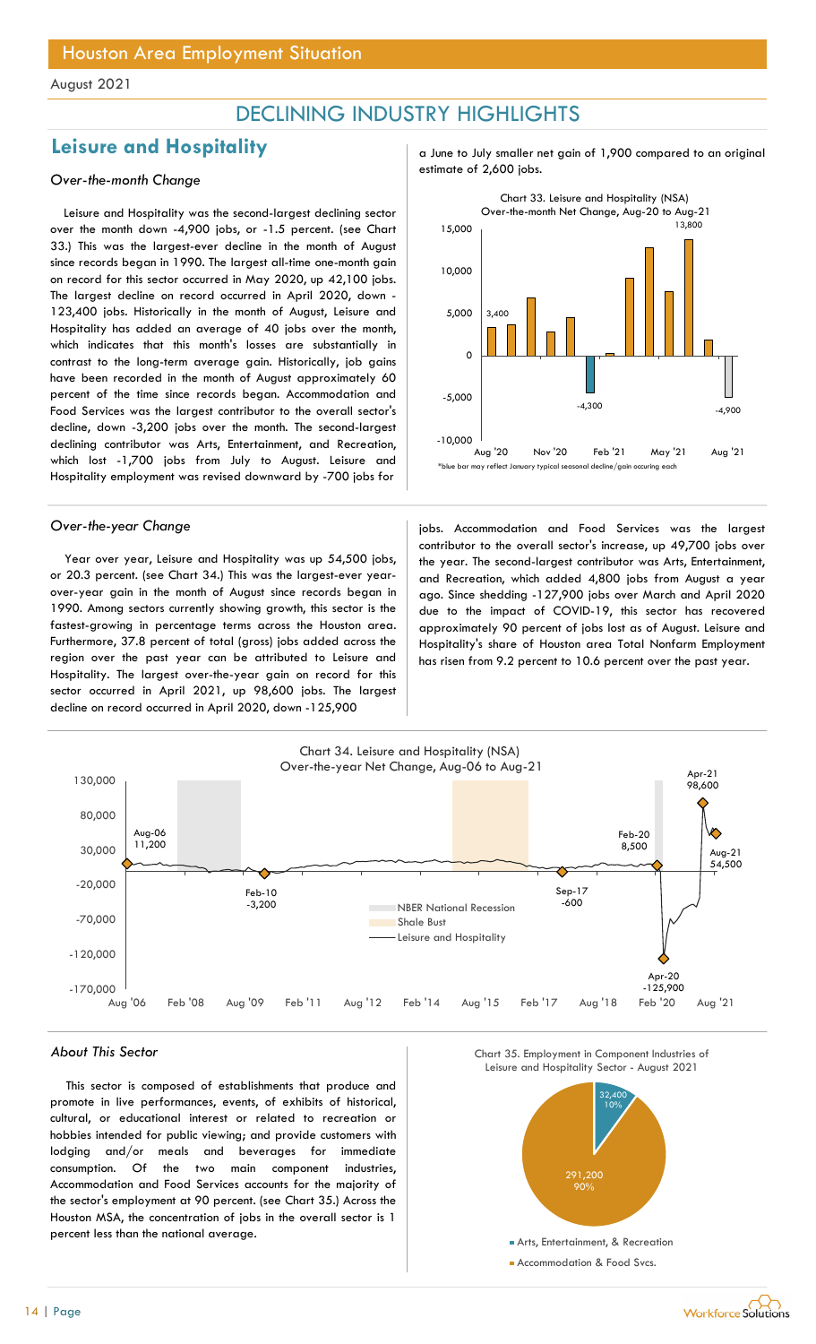# Houston Area Employment Situation

August 2021

## DECLINING INDUSTRY HIGHLIGHTS

## Leisure and Hospitality

### *Over-the-month Change*

Leisure and Hospitality was the second-largest declining sector over the month down -4,900 jobs, or -1.5 percent. (see Chart 33.) This was the largest-ever decline in the month of August since records began in 1990. The largest all-time one-month gain on record for this sector occurred in May 2020, up 42,100 jobs. The largest decline on record occurred in April 2020, down -123,400 jobs. Historically in the month of August, Leisure and Hospitality has added an average of 40 jobs over the month, which indicates that this month's losses are substantially in contrast to the long-term average gain. Historically, job gains have been recorded in the month of August approximately 60 percent of the time since records began. Accommodation and Food Services was the largest contributor to the overall sector's decline, down -3,200 jobs over the month. The second-largest declining contributor was Arts, Entertainment, and Recreation, which lost -1,700 jobs from July to August. Leisure and Hospitality employment was revised downward by -700 jobs for a June to July smaller net gain of 1,900 compared to an original estimate of 2,600 jobs.

Chart 33. Leisure and Hospitality (NSA) Over-the-month Net Change, Aug-20 to Aug-21

*blue bar may reflect January typical seasonal decline/gain occurring each

### *Over-the-year Change*

Year over year, Leisure and Hospitality was up 54,500 jobs, or 20.3 percent. (see Chart 34.) This was the largest-ever year-over-year gain in the month of August since records began in 1990. Among sectors currently showing growth, this sector is the fastest-growing in percentage terms across the Houston area. Furthermore, 37.8 percent of total (gross) jobs added across the region over the past year can be attributed to Leisure and Hospitality. The largest over-the-year gain on record for this sector occurred in April 2021, up 98,600 jobs. The largest decline on record occurred in April 2020, down -125,900 jobs. Accommodation and Food Services was the largest contributor to the overall sector's increase, up 49,700 jobs over the year. The second-largest contributor was Arts, Entertainment, and Recreation, which added 4,800 jobs from August a year ago. Since shedding -127,900 jobs over March and April 2020 due to the impact of COVID-19, this sector has recovered approximately 90 percent of jobs lost as of August. Leisure and Hospitality's share of Houston area Total Nonfarm Employment has risen from 9.2 percent to 10.6 percent over the past year.

Chart 34. Leisure and Hospitality (NSA) Over-the-year Net Change, Aug-06 to Aug-21

### *About This Sector*

This sector is composed of establishments that produce and promote in live performances, events, of exhibits of historical, cultural, or educational interest or related to recreation or hobbies intended for public viewing; and provide customers with lodging and/or meals and beverages for immediate consumption. Of the two main component industries, Accommodation and Food Services accounts for the majority of the sector's employment at 90 percent. (see Chart 35.) Across the Houston MSA, the concentration of jobs in the overall sector is 1 percent less than the national average.

Chart 35. Employment in Component Industries of Leisure and Hospitality Sector - August 2021

| Component Industry | Employment | Share |
|---|---|---|
| Arts, Entertainment, & Recreation | 32,400 | 10% |
| Accommodation & Food Svcs. | 291,200 | 90% |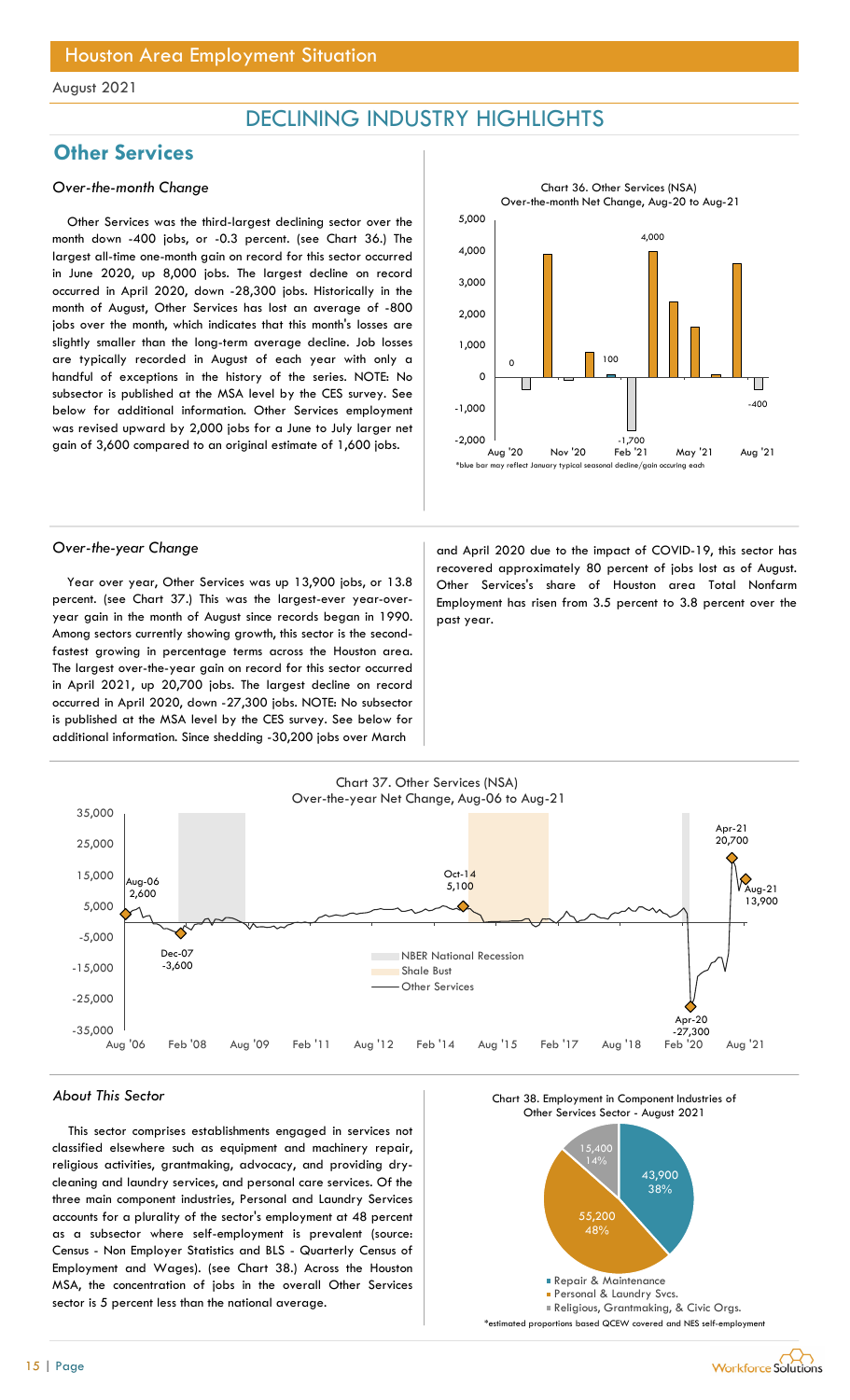Houston Area Employment Situation

August 2021

# DECLINING INDUSTRY HIGHLIGHTS

## Other Services

### *Over-the-month Change*

Other Services was the third-largest declining sector over the month down -400 jobs, or -0.3 percent. (see Chart 36.) The largest all-time one-month gain on record for this sector occurred in June 2020, up 8,000 jobs. The largest decline on record occurred in April 2020, down -28,300 jobs. Historically in the month of August, Other Services has lost an average of -800 jobs over the month, which indicates that this month's losses are slightly smaller than the long-term average decline. Job losses are typically recorded in August of each year with only a handful of exceptions in the history of the series. NOTE: No subsector is published at the MSA level by the CES survey. See below for additional information. Other Services employment was revised upward by 2,000 jobs for a June to July larger net gain of 3,600 compared to an original estimate of 1,600 jobs.

Chart 36. Other Services (NSA) Over-the-month Net Change, Aug-20 to Aug-21

*blue bar may reflect January typical seasonal decline/gain occuring each

### *Over-the-year Change*

Year over year, Other Services was up 13,900 jobs, or 13.8 percent. (see Chart 37.) This was the largest-ever year-over-year gain in the month of August since records began in 1990. Among sectors currently showing growth, this sector is the second-fastest growing in percentage terms across the Houston area. The largest over-the-year gain on record for this sector occurred in April 2021, up 20,700 jobs. The largest decline on record occurred in April 2020, down -27,300 jobs. NOTE: No subsector is published at the MSA level by the CES survey. See below for additional information. Since shedding -30,200 jobs over March and April 2020 due to the impact of COVID-19, this sector has recovered approximately 80 percent of jobs lost as of August. Other Services's share of Houston area Total Nonfarm Employment has risen from 3.5 percent to 3.8 percent over the past year.

Chart 37. Other Services (NSA) Over-the-year Net Change, Aug-06 to Aug-21

### *About This Sector*

This sector comprises establishments engaged in services not classified elsewhere such as equipment and machinery repair, religious activities, grantmaking, advocacy, and providing dry-cleaning and laundry services, and personal care services. Of the three main component industries, Personal and Laundry Services accounts for a plurality of the sector's employment at 48 percent as a subsector where self-employment is prevalent (source: Census - Non Employer Statistics and BLS - Quarterly Census of Employment and Wages). (see Chart 38.) Across the Houston MSA, the concentration of jobs in the overall Other Services sector is 5 percent less than the national average.

Chart 38. Employment in Component Industries of Other Services Sector - August 2021

*estimated proportions based QCEW covered and NES self-employment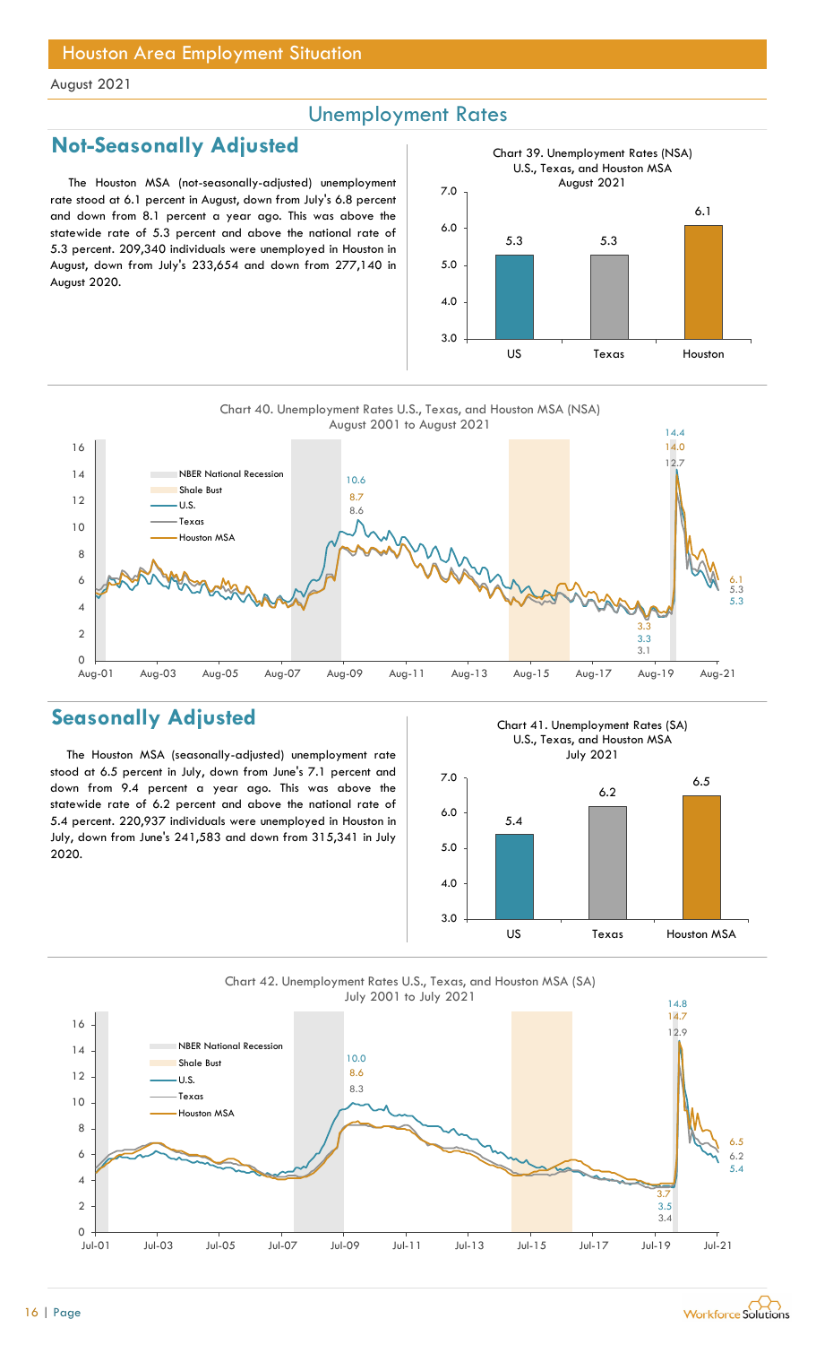# Houston Area Employment Situation

August 2021

## Unemployment Rates

### Not-Seasonally Adjusted

The Houston MSA (not-seasonally-adjusted) unemployment rate stood at 6.1 percent in August, down from July's 6.8 percent and down from 8.1 percent a year ago. This was above the statewide rate of 5.3 percent and above the national rate of 5.3 percent. 209,340 individuals were unemployed in Houston in August, down from July's 233,654 and down from 277,140 in August 2020.

Chart 39. Unemployment Rates (NSA) U.S., Texas, and Houston MSA August 2021

| | US | Texas | Houston |
|---|---|---|---|
| Unemployment Rate | 5.3 | 5.3 | 6.1 |

Chart 40. Unemployment Rates U.S., Texas, and Houston MSA (NSA) August 2001 to August 2021

Legend: NBER National Recession, Shale Bust, U.S., Texas, Houston MSA

Labels: 10.6, 8.7, 8.6; 14.4, 14.0, 12.7; 3.3, 3.3, 3.1; 6.1, 5.3, 5.3

### Seasonally Adjusted

The Houston MSA (seasonally-adjusted) unemployment rate stood at 6.5 percent in July, down from June's 7.1 percent and down from 9.4 percent a year ago. This was above the statewide rate of 6.2 percent and above the national rate of 5.4 percent. 220,937 individuals were unemployed in Houston in July, down from June's 241,583 and down from 315,341 in July 2020.

Chart 41. Unemployment Rates (SA) U.S., Texas, and Houston MSA July 2021

| | US | Texas | Houston MSA |
|---|---|---|---|
| Unemployment Rate | 5.4 | 6.2 | 6.5 |

Chart 42. Unemployment Rates U.S., Texas, and Houston MSA (SA) July 2001 to July 2021

Legend: NBER National Recession, Shale Bust, U.S., Texas, Houston MSA

Labels: 10.0, 8.6, 8.3; 14.8, 14.7, 12.9; 3.7, 3.5, 3.4; 6.5, 6.2, 5.4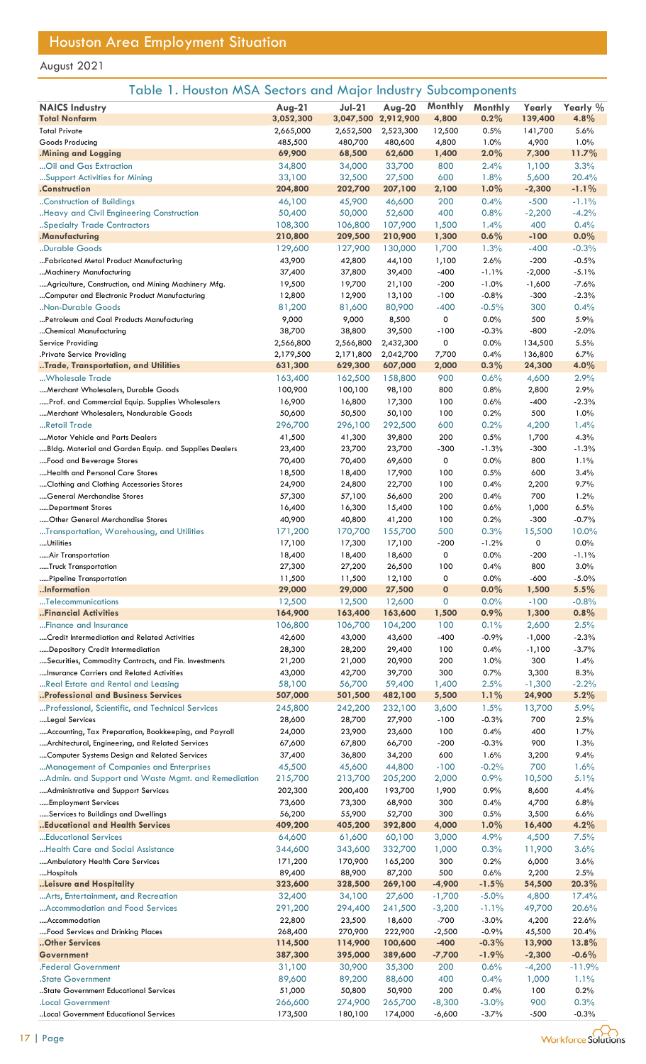## Houston Area Employment Situation

August 2021

### Table 1. Houston MSA Sectors and Major Industry Subcomponents

| NAICS Industry | Aug-21 | Jul-21 | Aug-20 | Monthly | Monthly | Yearly | Yearly % |
|---|---|---|---|---|---|---|---|
| **Total Nonfarm** | **3,052,300** | **3,047,500** | **2,912,900** | **4,800** | **0.2%** | **139,400** | **4.8%** |
| Total Private | 2,665,000 | 2,652,500 | 2,523,300 | 12,500 | 0.5% | 141,700 | 5.6% |
| Goods Producing | 485,500 | 480,700 | 480,600 | 4,800 | 1.0% | 4,900 | 1.0% |
| **.Mining and Logging** | **69,900** | **68,500** | **62,600** | **1,400** | **2.0%** | **7,300** | **11.7%** |
| ...Oil and Gas Extraction | 34,800 | 34,000 | 33,700 | 800 | 2.4% | 1,100 | 3.3% |
| ...Support Activities for Mining | 33,100 | 32,500 | 27,500 | 600 | 1.8% | 5,600 | 20.4% |
| **.Construction** | **204,800** | **202,700** | **207,100** | **2,100** | **1.0%** | **-2,300** | **-1.1%** |
| ..Construction of Buildings | 46,100 | 45,900 | 46,600 | 200 | 0.4% | -500 | -1.1% |
| ..Heavy and Civil Engineering Construction | 50,400 | 50,000 | 52,600 | 400 | 0.8% | -2,200 | -4.2% |
| ..Specialty Trade Contractors | 108,300 | 106,800 | 107,900 | 1,500 | 1.4% | 400 | 0.4% |
| **.Manufacturing** | **210,800** | **209,500** | **210,900** | **1,300** | **0.6%** | **-100** | **0.0%** |
| ..Durable Goods | 129,600 | 127,900 | 130,000 | 1,700 | 1.3% | -400 | -0.3% |
| ...Fabricated Metal Product Manufacturing | 43,900 | 42,800 | 44,100 | 1,100 | 2.6% | -200 | -0.5% |
| ...Machinery Manufacturing | 37,400 | 37,800 | 39,400 | -400 | -1.1% | -2,000 | -5.1% |
| ....Agriculture, Construction, and Mining Machinery Mfg. | 19,500 | 19,700 | 21,100 | -200 | -1.0% | -1,600 | -7.6% |
| ...Computer and Electronic Product Manufacturing | 12,800 | 12,900 | 13,100 | -100 | -0.8% | -300 | -2.3% |
| ..Non-Durable Goods | 81,200 | 81,600 | 80,900 | -400 | -0.5% | 300 | 0.4% |
| ...Petroleum and Coal Products Manufacturing | 9,000 | 9,000 | 8,500 | 0 | 0.0% | 500 | 5.9% |
| ...Chemical Manufacturing | 38,700 | 38,800 | 39,500 | -100 | -0.3% | -800 | -2.0% |
| Service Providing | 2,566,800 | 2,566,800 | 2,432,300 | 0 | 0.0% | 134,500 | 5.5% |
| .Private Service Providing | 2,179,500 | 2,171,800 | 2,042,700 | 7,700 | 0.4% | 136,800 | 6.7% |
| **..Trade, Transportation, and Utilities** | **631,300** | **629,300** | **607,000** | **2,000** | **0.3%** | **24,300** | **4.0%** |
| ...Wholesale Trade | 163,400 | 162,500 | 158,800 | 900 | 0.6% | 4,600 | 2.9% |
| ....Merchant Wholesalers, Durable Goods | 100,900 | 100,100 | 98,100 | 800 | 0.8% | 2,800 | 2.9% |
| .....Prof. and Commercial Equip. Supplies Wholesalers | 16,900 | 16,800 | 17,300 | 100 | 0.6% | -400 | -2.3% |
| ....Merchant Wholesalers, Nondurable Goods | 50,600 | 50,500 | 50,100 | 100 | 0.2% | 500 | 1.0% |
| ...Retail Trade | 296,700 | 296,100 | 292,500 | 600 | 0.2% | 4,200 | 1.4% |
| ....Motor Vehicle and Parts Dealers | 41,500 | 41,300 | 39,800 | 200 | 0.5% | 1,700 | 4.3% |
| ....Bldg. Material and Garden Equip. and Supplies Dealers | 23,400 | 23,700 | 23,700 | -300 | -1.3% | -300 | -1.3% |
| ....Food and Beverage Stores | 70,400 | 70,400 | 69,600 | 0 | 0.0% | 800 | 1.1% |
| ....Health and Personal Care Stores | 18,500 | 18,400 | 17,900 | 100 | 0.5% | 600 | 3.4% |
| ....Clothing and Clothing Accessories Stores | 24,900 | 24,800 | 22,700 | 100 | 0.4% | 2,200 | 9.7% |
| ....General Merchandise Stores | 57,300 | 57,100 | 56,600 | 200 | 0.4% | 700 | 1.2% |
| .....Department Stores | 16,400 | 16,300 | 15,400 | 100 | 0.6% | 1,000 | 6.5% |
| .....Other General Merchandise Stores | 40,900 | 40,800 | 41,200 | 100 | 0.2% | -300 | -0.7% |
| ...Transportation, Warehousing, and Utilities | 171,200 | 170,700 | 155,700 | 500 | 0.3% | 15,500 | 10.0% |
| ....Utilities | 17,100 | 17,300 | 17,100 | -200 | -1.2% | 0 | 0.0% |
| .....Air Transportation | 18,400 | 18,400 | 18,600 | 0 | 0.0% | -200 | -1.1% |
| .....Truck Transportation | 27,300 | 27,200 | 26,500 | 100 | 0.4% | 800 | 3.0% |
| .....Pipeline Transportation | 11,500 | 11,500 | 12,100 | 0 | 0.0% | -600 | -5.0% |
| **..Information** | **29,000** | **29,000** | **27,500** | **0** | **0.0%** | **1,500** | **5.5%** |
| ...Telecommunications | 12,500 | 12,500 | 12,600 | 0 | 0.0% | -100 | -0.8% |
| **..Financial Activities** | **164,900** | **163,400** | **163,600** | **1,500** | **0.9%** | **1,300** | **0.8%** |
| ...Finance and Insurance | 106,800 | 106,700 | 104,200 | 100 | 0.1% | 2,600 | 2.5% |
| ....Credit Intermediation and Related Activities | 42,600 | 43,000 | 43,600 | -400 | -0.9% | -1,000 | -2.3% |
| .....Depository Credit Intermediation | 28,300 | 28,200 | 29,400 | 100 | 0.4% | -1,100 | -3.7% |
| ....Securities, Commodity Contracts, and Fin. Investments | 21,200 | 21,000 | 20,900 | 200 | 1.0% | 300 | 1.4% |
| ....Insurance Carriers and Related Activities | 43,000 | 42,700 | 39,700 | 300 | 0.7% | 3,300 | 8.3% |
| ...Real Estate and Rental and Leasing | 58,100 | 56,700 | 59,400 | 1,400 | 2.5% | -1,300 | -2.2% |
| **..Professional and Business Services** | **507,000** | **501,500** | **482,100** | **5,500** | **1.1%** | **24,900** | **5.2%** |
| ...Professional, Scientific, and Technical Services | 245,800 | 242,200 | 232,100 | 3,600 | 1.5% | 13,700 | 5.9% |
| ....Legal Services | 28,600 | 28,700 | 27,900 | -100 | -0.3% | 700 | 2.5% |
| ....Accounting, Tax Preparation, Bookkeeping, and Payroll | 24,000 | 23,900 | 23,600 | 100 | 0.4% | 400 | 1.7% |
| ....Architectural, Engineering, and Related Services | 67,600 | 67,800 | 66,700 | -200 | -0.3% | 900 | 1.3% |
| ....Computer Systems Design and Related Services | 37,400 | 36,800 | 34,200 | 600 | 1.6% | 3,200 | 9.4% |
| ...Management of Companies and Enterprises | 45,500 | 45,600 | 44,800 | -100 | -0.2% | 700 | 1.6% |
| ...Admin. and Support and Waste Mgmt. and Remediation | 215,700 | 213,700 | 205,200 | 2,000 | 0.9% | 10,500 | 5.1% |
| ....Administrative and Support Services | 202,300 | 200,400 | 193,700 | 1,900 | 0.9% | 8,600 | 4.4% |
| .....Employment Services | 73,600 | 73,300 | 68,900 | 300 | 0.4% | 4,700 | 6.8% |
| .....Services to Buildings and Dwellings | 56,200 | 55,900 | 52,700 | 300 | 0.5% | 3,500 | 6.6% |
| **..Educational and Health Services** | **409,200** | **405,200** | **392,800** | **4,000** | **1.0%** | **16,400** | **4.2%** |
| ...Educational Services | 64,600 | 61,600 | 60,100 | 3,000 | 4.9% | 4,500 | 7.5% |
| ...Health Care and Social Assistance | 344,600 | 343,600 | 332,700 | 1,000 | 0.3% | 11,900 | 3.6% |
| ....Ambulatory Health Care Services | 171,200 | 170,900 | 165,200 | 300 | 0.2% | 6,000 | 3.6% |
| ....Hospitals | 89,400 | 88,900 | 87,200 | 500 | 0.6% | 2,200 | 2.5% |
| **..Leisure and Hospitality** | **323,600** | **328,500** | **269,100** | **-4,900** | **-1.5%** | **54,500** | **20.3%** |
| ...Arts, Entertainment, and Recreation | 32,400 | 34,100 | 27,600 | -1,700 | -5.0% | 4,800 | 17.4% |
| ...Accommodation and Food Services | 291,200 | 294,400 | 241,500 | -3,200 | -1.1% | 49,700 | 20.6% |
| ....Accommodation | 22,800 | 23,500 | 18,600 | -700 | -3.0% | 4,200 | 22.6% |
| ....Food Services and Drinking Places | 268,400 | 270,900 | 222,900 | -2,500 | -0.9% | 45,500 | 20.4% |
| **..Other Services** | **114,500** | **114,900** | **100,600** | **-400** | **-0.3%** | **13,900** | **13.8%** |
| **Government** | **387,300** | **395,000** | **389,600** | **-7,700** | **-1.9%** | **-2,300** | **-0.6%** |
| .Federal Government | 31,100 | 30,900 | 35,300 | 200 | 0.6% | -4,200 | -11.9% |
| .State Government | 89,600 | 89,200 | 88,600 | 400 | 0.4% | 1,000 | 1.1% |
| ..State Government Educational Services | 51,000 | 50,800 | 50,900 | 200 | 0.4% | 100 | 0.2% |
| .Local Government | 266,600 | 274,900 | 265,700 | -8,300 | -3.0% | 900 | 0.3% |
| ..Local Government Educational Services | 173,500 | 180,100 | 174,000 | -6,600 | -3.7% | -500 | -0.3% |